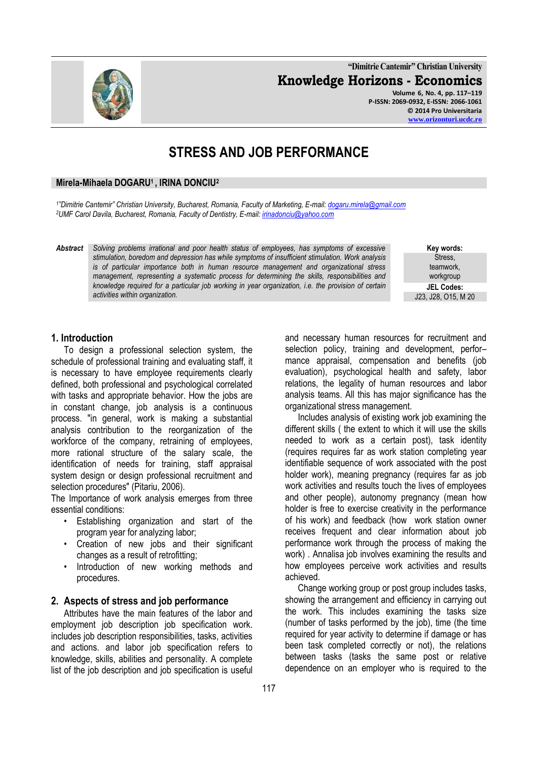# STRESS AND JOB PERFORMANCE

**Mirela-Mihaela DOGARU[1], IRINA DONCIU[2]**

*[1]"Dimitrie Cantemir" Christian University, Bucharest, Romania, Faculty of Marketing, E-mail: dogaru.mirela@gmail.com*
*[2]UMF Carol Davila, Bucharest, Romania, Faculty of Dentistry, E-mail: irinadonciu@yahoo.com*

**Abstract** *Solving problems irrational and poor health status of employees, has symptoms of excessive stimulation, boredom and depression has while symptoms of insufficient stimulation. Work analysis is of particular importance both in human resource management and organizational stress management, representing a systematic process for determining the skills, responsibilities and knowledge required for a particular job working in year organization, i.e. the provision of certain activities within organization.*

**Key words:** Stress, teamwork, workgroup

**JEL Codes:** J23, J28, O15, M 20

## 1. Introduction

To design a professional selection system, the schedule of professional training and evaluating staff, it is necessary to have employee requirements clearly defined, both professional and psychological correlated with tasks and appropriate behavior. How the jobs are in constant change, job analysis is a continuous process. "in general, work is making a substantial analysis contribution to the reorganization of the workforce of the company, retraining of employees, more rational structure of the salary scale, the identification of needs for training, staff appraisal system design or design professional recruitment and selection procedures" (Pitariu, 2006).

The Importance of work analysis emerges from three essential conditions:

- Establishing organization and start of the program year for analyzing labor;
- Creation of new jobs and their significant changes as a result of retrofitting;
- Introduction of new working methods and procedures.

## 2. Aspects of stress and job performance

Attributes have the main features of the labor and employment job description job specification work. includes job description responsibilities, tasks, activities and actions. and labor job specification refers to knowledge, skills, abilities and personality. A complete list of the job description and job specification is useful and necessary human resources for recruitment and selection policy, training and development, perfor–mance appraisal, compensation and benefits (job evaluation), psychological health and safety, labor relations, the legality of human resources and labor analysis teams. All this has major significance has the organizational stress management.

Includes analysis of existing work job examining the different skills ( the extent to which it will use the skills needed to work as a certain post), task identity (requires requires far as work station completing year identifiable sequence of work associated with the post holder work), meaning pregnancy (requires far as job work activities and results touch the lives of employees and other people), autonomy pregnancy (mean how holder is free to exercise creativity in the performance of his work) and feedback (how work station owner receives frequent and clear information about job performance work through the process of making the work) . Annalisa job involves examining the results and how employees perceive work activities and results achieved.

Change working group or post group includes tasks, showing the arrangement and efficiency in carrying out the work. This includes examining the tasks size (number of tasks performed by the job), time (the time required for year activity to determine if damage or has been task completed correctly or not), the relations between tasks (tasks the same post or relative dependence on an employer who is required to the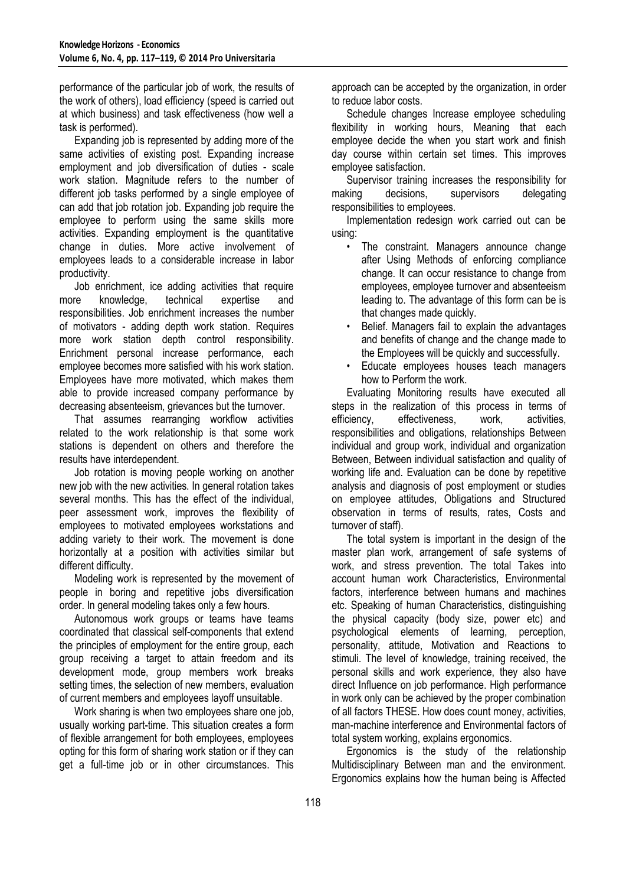performance of the particular job of work, the results of the work of others), load efficiency (speed is carried out at which business) and task effectiveness (how well a task is performed).

Expanding job is represented by adding more of the same activities of existing post. Expanding increase employment and job diversification of duties - scale work station. Magnitude refers to the number of different job tasks performed by a single employee of can add that job rotation job. Expanding job require the employee to perform using the same skills more activities. Expanding employment is the quantitative change in duties. More active involvement of employees leads to a considerable increase in labor productivity.

Job enrichment, ice adding activities that require more knowledge, technical expertise and responsibilities. Job enrichment increases the number of motivators - adding depth work station. Requires more work station depth control responsibility. Enrichment personal increase performance, each employee becomes more satisfied with his work station. Employees have more motivated, which makes them able to provide increased company performance by decreasing absenteeism, grievances but the turnover.

That assumes rearranging workflow activities related to the work relationship is that some work stations is dependent on others and therefore the results have interdependent.

Job rotation is moving people working on another new job with the new activities. In general rotation takes several months. This has the effect of the individual, peer assessment work, improves the flexibility of employees to motivated employees workstations and adding variety to their work. The movement is done horizontally at a position with activities similar but different difficulty.

Modeling work is represented by the movement of people in boring and repetitive jobs diversification order. In general modeling takes only a few hours.

Autonomous work groups or teams have teams coordinated that classical self-components that extend the principles of employment for the entire group, each group receiving a target to attain freedom and its development mode, group members work breaks setting times, the selection of new members, evaluation of current members and employees layoff unsuitable.

Work sharing is when two employees share one job, usually working part-time. This situation creates a form of flexible arrangement for both employees, employees opting for this form of sharing work station or if they can get a full-time job or in other circumstances. This approach can be accepted by the organization, in order to reduce labor costs.

Schedule changes Increase employee scheduling flexibility in working hours, Meaning that each employee decide the when you start work and finish day course within certain set times. This improves employee satisfaction.

Supervisor training increases the responsibility for making decisions, supervisors delegating responsibilities to employees.

Implementation redesign work carried out can be using:

- The constraint. Managers announce change after Using Methods of enforcing compliance change. It can occur resistance to change from employees, employee turnover and absenteeism leading to. The advantage of this form can be is that changes made quickly.
- Belief. Managers fail to explain the advantages and benefits of change and the change made to the Employees will be quickly and successfully.
- Educate employees houses teach managers how to Perform the work.

Evaluating Monitoring results have executed all steps in the realization of this process in terms of efficiency, effectiveness, work, activities, responsibilities and obligations, relationships Between individual and group work, individual and Organization Between, Between individual satisfaction and quality of working life and. Evaluation can be done by repetitive analysis and diagnosis of post employment or studies on employee attitudes, Obligations and Structured observation in terms of results, rates, Costs and turnover of staff).

The total system is important in the design of the master plan work, arrangement of safe systems of work, and stress prevention. The total Takes into account human work Characteristics, Environmental factors, interference between humans and machines etc. Speaking of human Characteristics, distinguishing the physical capacity (body size, power etc) and psychological elements of learning, perception, personality, attitude, Motivation and Reactions to stimuli. The level of knowledge, training received, the personal skills and work experience, they also have direct Influence on job performance. High performance in work only can be achieved by the proper combination of all factors THESE. How does count money, activities, man-machine interference and Environmental factors of total system working, explains ergonomics.

Ergonomics is the study of the relationship Multidisciplinary Between man and the environment. Ergonomics explains how the human being is Affected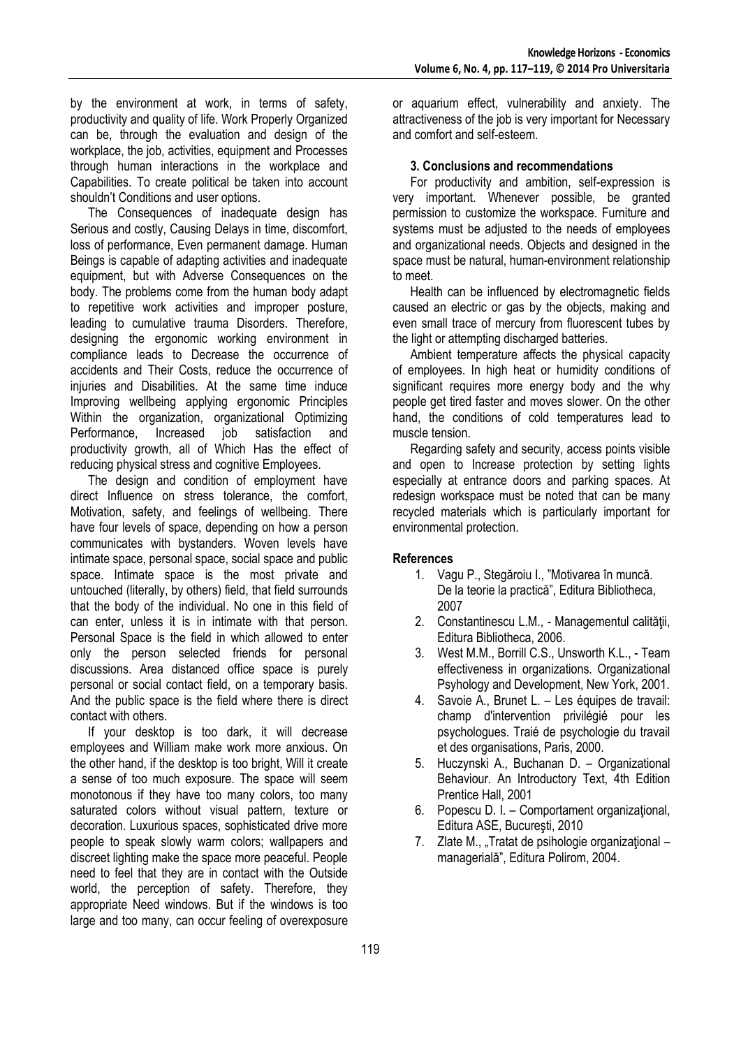by the environment at work, in terms of safety, productivity and quality of life. Work Properly Organized can be, through the evaluation and design of the workplace, the job, activities, equipment and Processes through human interactions in the workplace and Capabilities. To create political be taken into account shouldn't Conditions and user options.

The Consequences of inadequate design has Serious and costly, Causing Delays in time, discomfort, loss of performance, Even permanent damage. Human Beings is capable of adapting activities and inadequate equipment, but with Adverse Consequences on the body. The problems come from the human body adapt to repetitive work activities and improper posture, leading to cumulative trauma Disorders. Therefore, designing the ergonomic working environment in compliance leads to Decrease the occurrence of accidents and Their Costs, reduce the occurrence of injuries and Disabilities. At the same time induce Improving wellbeing applying ergonomic Principles Within the organization, organizational Optimizing Performance, Increased job satisfaction and productivity growth, all of Which Has the effect of reducing physical stress and cognitive Employees.

The design and condition of employment have direct Influence on stress tolerance, the comfort, Motivation, safety, and feelings of wellbeing. There have four levels of space, depending on how a person communicates with bystanders. Woven levels have intimate space, personal space, social space and public space. Intimate space is the most private and untouched (literally, by others) field, that field surrounds that the body of the individual. No one in this field of can enter, unless it is in intimate with that person. Personal Space is the field in which allowed to enter only the person selected friends for personal discussions. Area distanced office space is purely personal or social contact field, on a temporary basis. And the public space is the field where there is direct contact with others.

If your desktop is too dark, it will decrease employees and William make work more anxious. On the other hand, if the desktop is too bright, Will it create a sense of too much exposure. The space will seem monotonous if they have too many colors, too many saturated colors without visual pattern, texture or decoration. Luxurious spaces, sophisticated drive more people to speak slowly warm colors; wallpapers and discreet lighting make the space more peaceful. People need to feel that they are in contact with the Outside world, the perception of safety. Therefore, they appropriate Need windows. But if the windows is too large and too many, can occur feeling of overexposure or aquarium effect, vulnerability and anxiety. The attractiveness of the job is very important for Necessary and comfort and self-esteem.

### 3. Conclusions and recommendations

For productivity and ambition, self-expression is very important. Whenever possible, be granted permission to customize the workspace. Furniture and systems must be adjusted to the needs of employees and organizational needs. Objects and designed in the space must be natural, human-environment relationship to meet.

Health can be influenced by electromagnetic fields caused an electric or gas by the objects, making and even small trace of mercury from fluorescent tubes by the light or attempting discharged batteries.

Ambient temperature affects the physical capacity of employees. In high heat or humidity conditions of significant requires more energy body and the why people get tired faster and moves slower. On the other hand, the conditions of cold temperatures lead to muscle tension.

Regarding safety and security, access points visible and open to Increase protection by setting lights especially at entrance doors and parking spaces. At redesign workspace must be noted that can be many recycled materials which is particularly important for environmental protection.

### References

1. Vagu P., Stegăroiu I., "Motivarea în muncă. De la teorie la practică", Editura Bibliotheca, 2007
2. Constantinescu L.M., - Managementul calităţii, Editura Bibliotheca, 2006.
3. West M.M., Borrill C.S., Unsworth K.L., - Team effectiveness in organizations. Organizational Psyhology and Development, New York, 2001.
4. Savoie A., Brunet L. – Les équipes de travail: champ d'intervention privilégié pour les psychologues. Traié de psychologie du travail et des organisations, Paris, 2000.
5. Huczynski A., Buchanan D. – Organizational Behaviour. An Introductory Text, 4th Edition Prentice Hall, 2001
6. Popescu D. I. – Comportament organizaţional, Editura ASE, Bucureşti, 2010
7. Zlate M., „Tratat de psihologie organizaţional – managerială", Editura Polirom, 2004.